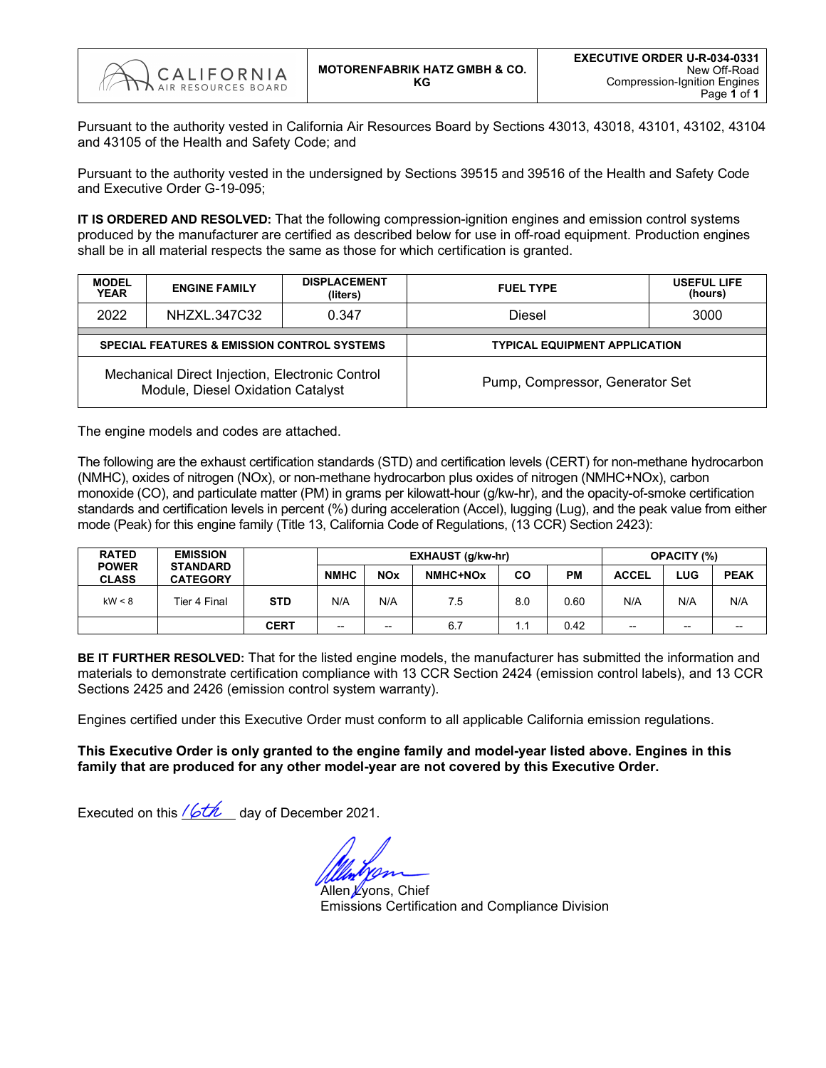| CALIFORNIA AIR RESOURCES BOARD | MOTORENFABRIK HATZ GMBH & CO. KG | **EXECUTIVE ORDER U-R-034-0331** New Off-Road Compression-Ignition Engines |
|---|---|---|

Pursuant to the authority vested in California Air Resources Board by Sections 43013, 43018, 43101, 43102, 43104 and 43105 of the Health and Safety Code; and

Pursuant to the authority vested in the undersigned by Sections 39515 and 39516 of the Health and Safety Code and Executive Order G-19-095;

**IT IS ORDERED AND RESOLVED:** That the following compression-ignition engines and emission control systems produced by the manufacturer are certified as described below for use in off-road equipment. Production engines shall be in all material respects the same as those for which certification is granted.

| MODEL YEAR | ENGINE FAMILY | DISPLACEMENT (liters) | FUEL TYPE | USEFUL LIFE (hours) |
|---|---|---|---|---|
| 2022 | NHZXL.347C32 | 0.347 | Diesel | 3000 |

| SPECIAL FEATURES & EMISSION CONTROL SYSTEMS | TYPICAL EQUIPMENT APPLICATION |
|---|---|
| Mechanical Direct Injection, Electronic Control Module, Diesel Oxidation Catalyst | Pump, Compressor, Generator Set |

The engine models and codes are attached.

The following are the exhaust certification standards (STD) and certification levels (CERT) for non-methane hydrocarbon (NMHC), oxides of nitrogen (NOx), or non-methane hydrocarbon plus oxides of nitrogen (NMHC+NOx), carbon monoxide (CO), and particulate matter (PM) in grams per kilowatt-hour (g/kw-hr), and the opacity-of-smoke certification standards and certification levels in percent (%) during acceleration (Accel), lugging (Lug), and the peak value from either mode (Peak) for this engine family (Title 13, California Code of Regulations, (13 CCR) Section 2423):

| RATED POWER CLASS | EMISSION STANDARD CATEGORY | | EXHAUST (g/kw-hr) | | | | | OPACITY (%) | | |
|---|---|---|---|---|---|---|---|---|---|---|
| | | | NMHC | NOx | NMHC+NOx | CO | PM | ACCEL | LUG | PEAK |
| kW < 8 | Tier 4 Final | **STD** | N/A | N/A | 7.5 | 8.0 | 0.60 | N/A | N/A | N/A |
| | | **CERT** | -- | -- | 6.7 | 1.1 | 0.42 | -- | -- | -- |

**BE IT FURTHER RESOLVED:** That for the listed engine models, the manufacturer has submitted the information and materials to demonstrate certification compliance with 13 CCR Section 2424 (emission control labels), and 13 CCR Sections 2425 and 2426 (emission control system warranty).

Engines certified under this Executive Order must conform to all applicable California emission regulations.

**This Executive Order is only granted to the engine family and model-year listed above. Engines in this family that are produced for any other model-year are not covered by this Executive Order.**

Executed on this 16th day of December 2021.

Allen Lyons, Chief
Emissions Certification and Compliance Division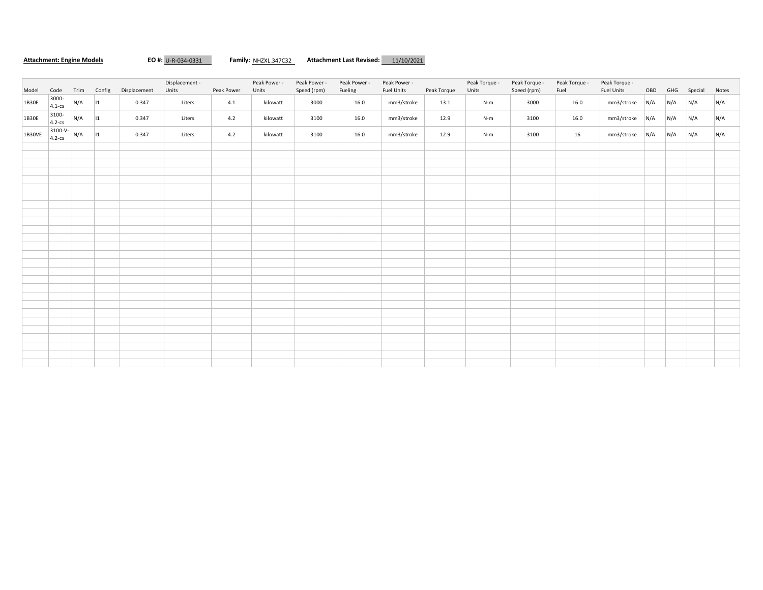**Attachment: Engine Models** **EO #:** U-R-034-0331 **Family:** NHZXL.347C32 **Attachment Last Revised:** 11/10/2021

| Model | Code | Trim | Config | Displacement | Displacement - Units | Peak Power | Peak Power - Units | Peak Power - Speed (rpm) | Peak Power - Fueling | Peak Power - Fuel Units | Peak Torque | Peak Torque - Units | Peak Torque - Speed (rpm) | Peak Torque - Fuel | Peak Torque - Fuel Units | OBD | GHG | Special | Notes |
|---|---|---|---|---|---|---|---|---|---|---|---|---|---|---|---|---|---|---|---|
| 1B30E | 3000-4.1-cs | N/A | I1 | 0.347 | Liters | 4.1 | kilowatt | 3000 | 16.0 | mm3/stroke | 13.1 | N-m | 3000 | 16.0 | mm3/stroke | N/A | N/A | N/A | N/A |
| 1B30E | 3100-4.2-cs | N/A | I1 | 0.347 | Liters | 4.2 | kilowatt | 3100 | 16.0 | mm3/stroke | 12.9 | N-m | 3100 | 16.0 | mm3/stroke | N/A | N/A | N/A | N/A |
| 1B30VE | 3100-V-4.2-cs | N/A | I1 | 0.347 | Liters | 4.2 | kilowatt | 3100 | 16.0 | mm3/stroke | 12.9 | N-m | 3100 | 16 | mm3/stroke | N/A | N/A | N/A | N/A |